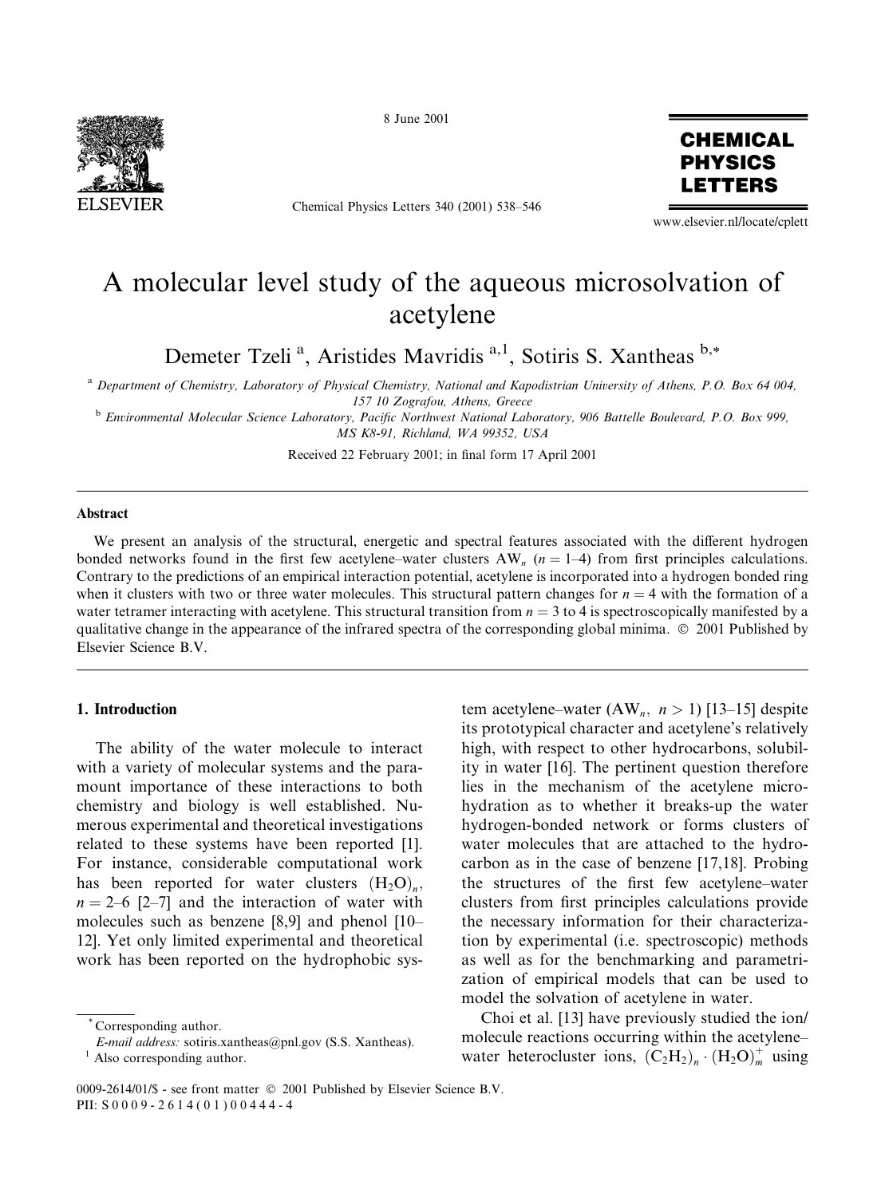# A molecular level study of the aqueous microsolvation of acetylene

Demeter Tzeli [a], Aristides Mavridis [a,1], Sotiris S. Xantheas [b,*]

[a] Department of Chemistry, Laboratory of Physical Chemistry, National and Kapodistrian University of Athens, P.O. Box 64 004, 157 10 Zografou, Athens, Greece

[b] Environmental Molecular Science Laboratory, Pacific Northwest National Laboratory, 906 Battelle Boulevard, P.O. Box 999, MS K8-91, Richland, WA 99352, USA

Received 22 February 2001; in final form 17 April 2001

## Abstract

We present an analysis of the structural, energetic and spectral features associated with the different hydrogen bonded networks found in the first few acetylene–water clusters $AW_n$ ($n = 1$–4) from first principles calculations. Contrary to the predictions of an empirical interaction potential, acetylene is incorporated into a hydrogen bonded ring when it clusters with two or three water molecules. This structural pattern changes for $n = 4$ with the formation of a water tetramer interacting with acetylene. This structural transition from $n = 3$ to 4 is spectroscopically manifested by a qualitative change in the appearance of the infrared spectra of the corresponding global minima. © 2001 Published by Elsevier Science B.V.

## 1. Introduction

The ability of the water molecule to interact with a variety of molecular systems and the paramount importance of these interactions to both chemistry and biology is well established. Numerous experimental and theoretical investigations related to these systems have been reported [1]. For instance, considerable computational work has been reported for water clusters $(H_2O)_n$, $n = 2$–6 [2–7] and the interaction of water with molecules such as benzene [8,9] and phenol [10–12]. Yet only limited experimental and theoretical work has been reported on the hydrophobic system acetylene–water ($AW_n$, $n > 1$) [13–15] despite its prototypical character and acetylene's relatively high, with respect to other hydrocarbons, solubility in water [16]. The pertinent question therefore lies in the mechanism of the acetylene microhydration as to whether it breaks-up the water hydrogen-bonded network or forms clusters of water molecules that are attached to the hydrocarbon as in the case of benzene [17,18]. Probing the structures of the first few acetylene–water clusters from first principles calculations provide the necessary information for their characterization by experimental (i.e. spectroscopic) methods as well as for the benchmarking and parametrization of empirical models that can be used to model the solvation of acetylene in water.

Choi et al. [13] have previously studied the ion/molecule reactions occurring within the acetylene–water heterocluster ions, $(C_2H_2)_n \cdot (H_2O)_m^+$ using

* Corresponding author.
E-mail address: sotiris.xantheas@pnl.gov (S.S. Xantheas).
[1] Also corresponding author.

0009-2614/01/$ - see front matter © 2001 Published by Elsevier Science B.V.
PII: S0009-2614(01)00444-4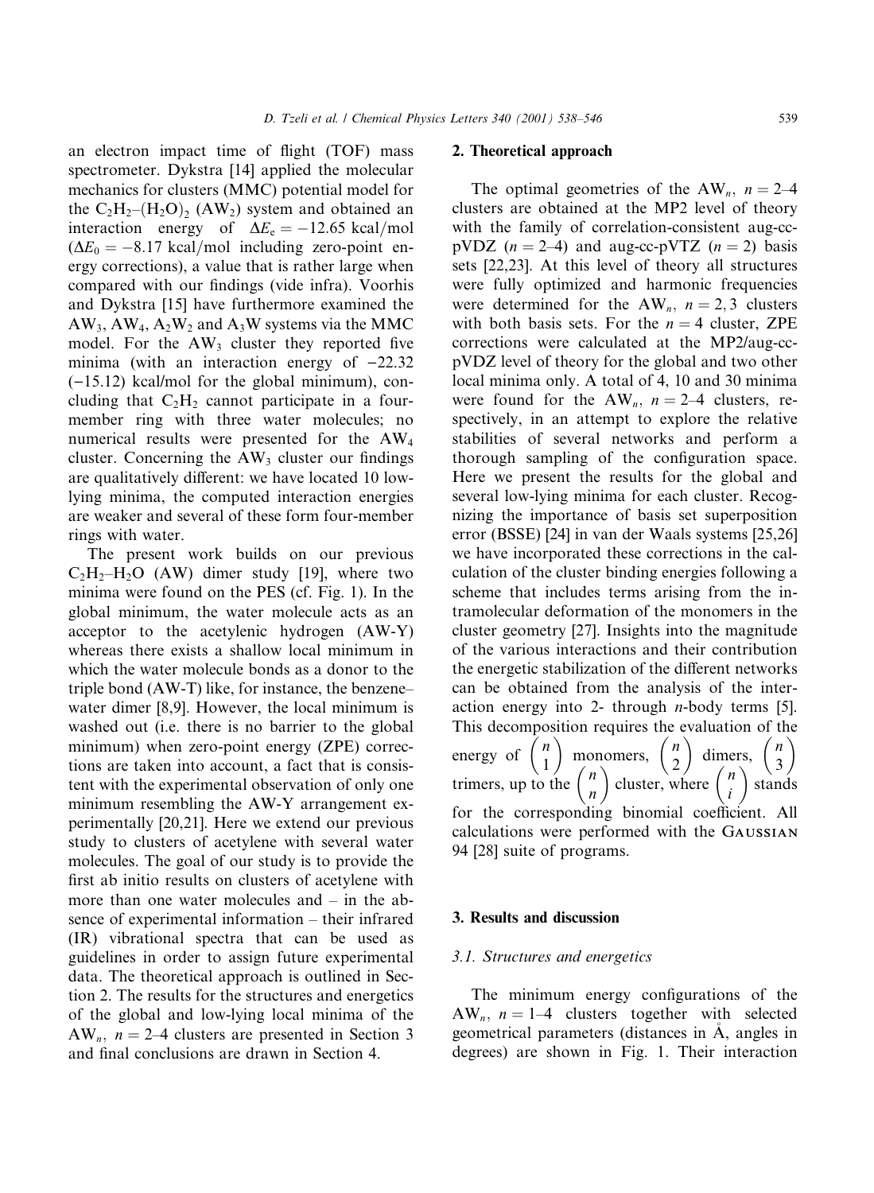an electron impact time of flight (TOF) mass spectrometer. Dykstra [14] applied the molecular mechanics for clusters (MMC) potential model for the $C_2H_2$–$(H_2O)_2$ ($AW_2$) system and obtained an interaction energy of $\Delta E_e = -12.65$ kcal/mol ($\Delta E_0 = -8.17$ kcal/mol including zero-point energy corrections), a value that is rather large when compared with our findings (vide infra). Voorhis and Dykstra [15] have furthermore examined the $AW_3$, $AW_4$, $A_2W_2$ and $A_3W$ systems via the MMC model. For the $AW_3$ cluster they reported five minima (with an interaction energy of $-22.32$ ($-15.12$) kcal/mol for the global minimum), concluding that $C_2H_2$ cannot participate in a four-member ring with three water molecules; no numerical results were presented for the $AW_4$ cluster. Concerning the $AW_3$ cluster our findings are qualitatively different: we have located 10 low-lying minima, the computed interaction energies are weaker and several of these form four-member rings with water.

The present work builds on our previous $C_2H_2$–$H_2O$ (AW) dimer study [19], where two minima were found on the PES (cf. Fig. 1). In the global minimum, the water molecule acts as an acceptor to the acetylenic hydrogen (AW-Y) whereas there exists a shallow local minimum in which the water molecule bonds as a donor to the triple bond (AW-T) like, for instance, the benzene–water dimer [8,9]. However, the local minimum is washed out (i.e. there is no barrier to the global minimum) when zero-point energy (ZPE) corrections are taken into account, a fact that is consistent with the experimental observation of only one minimum resembling the AW-Y arrangement experimentally [20,21]. Here we extend our previous study to clusters of acetylene with several water molecules. The goal of our study is to provide the first ab initio results on clusters of acetylene with more than one water molecules and – in the absence of experimental information – their infrared (IR) vibrational spectra that can be used as guidelines in order to assign future experimental data. The theoretical approach is outlined in Section 2. The results for the structures and energetics of the global and low-lying local minima of the $AW_n$, $n = 2$–$4$ clusters are presented in Section 3 and final conclusions are drawn in Section 4.

## 2. Theoretical approach

The optimal geometries of the $AW_n$, $n = 2$–$4$ clusters are obtained at the MP2 level of theory with the family of correlation-consistent aug-cc-pVDZ ($n = 2$–$4$) and aug-cc-pVTZ ($n = 2$) basis sets [22,23]. At this level of theory all structures were fully optimized and harmonic frequencies were determined for the $AW_n$, $n = 2, 3$ clusters with both basis sets. For the $n = 4$ cluster, ZPE corrections were calculated at the MP2/aug-cc-pVDZ level of theory for the global and two other local minima only. A total of 4, 10 and 30 minima were found for the $AW_n$, $n = 2$–$4$ clusters, respectively, in an attempt to explore the relative stabilities of several networks and perform a thorough sampling of the configuration space. Here we present the results for the global and several low-lying minima for each cluster. Recognizing the importance of basis set superposition error (BSSE) [24] in van der Waals systems [25,26] we have incorporated these corrections in the calculation of the cluster binding energies following a scheme that includes terms arising from the intramolecular deformation of the monomers in the cluster geometry [27]. Insights into the magnitude of the various interactions and their contribution the energetic stabilization of the different networks can be obtained from the analysis of the interaction energy into 2- through $n$-body terms [5]. This decomposition requires the evaluation of the energy of $\binom{n}{1}$ monomers, $\binom{n}{2}$ dimers, $\binom{n}{3}$ trimers, up to the $\binom{n}{n}$ cluster, where $\binom{n}{i}$ stands for the corresponding binomial coefficient. All calculations were performed with the GAUSSIAN 94 [28] suite of programs.

## 3. Results and discussion

### 3.1. Structures and energetics

The minimum energy configurations of the $AW_n$, $n = 1$–$4$ clusters together with selected geometrical parameters (distances in Å, angles in degrees) are shown in Fig. 1. Their interaction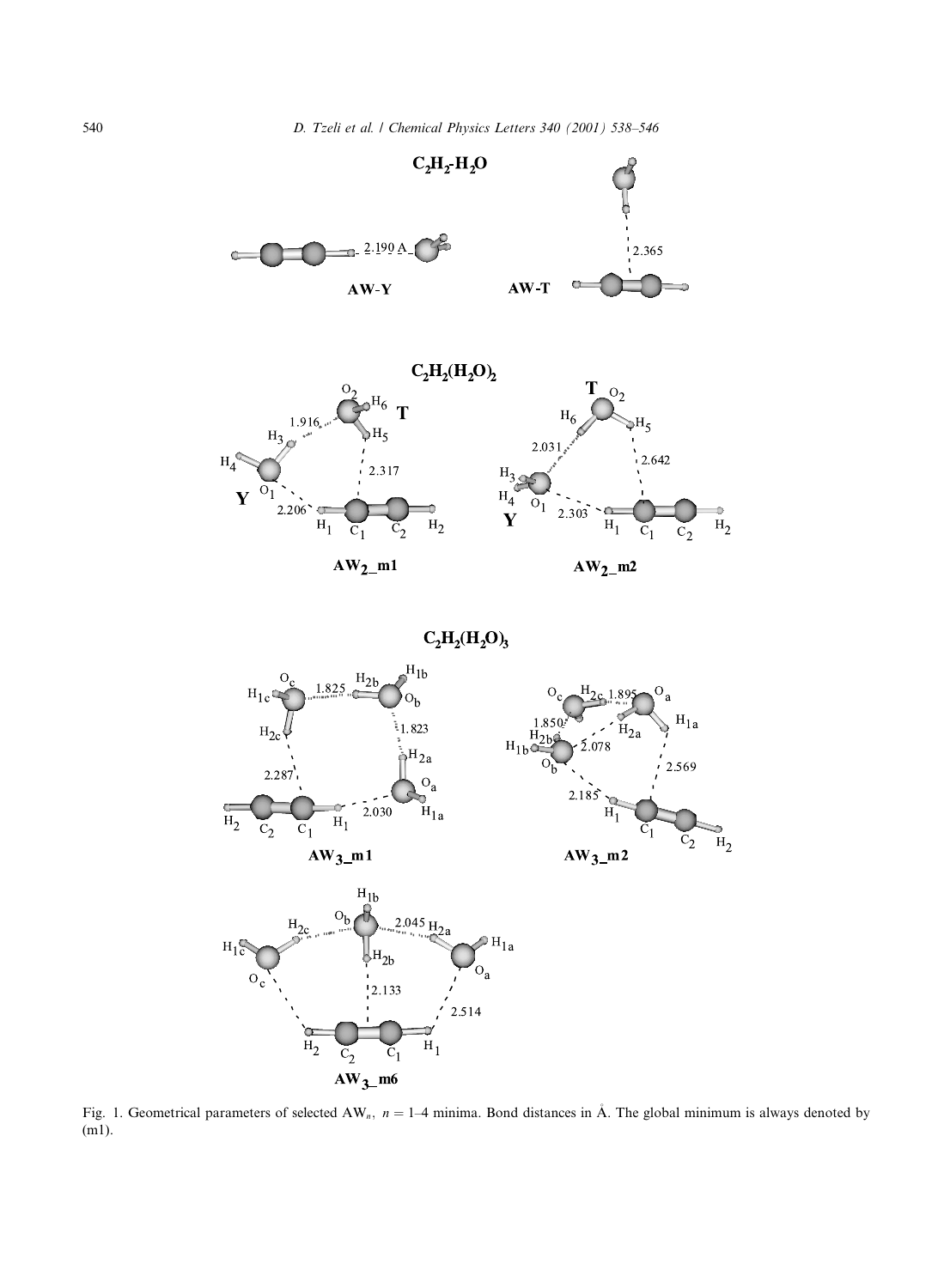Fig. 1. Geometrical parameters of selected $AW_n$, $n = 1$–4 minima. Bond distances in Å. The global minimum is always denoted by (m1).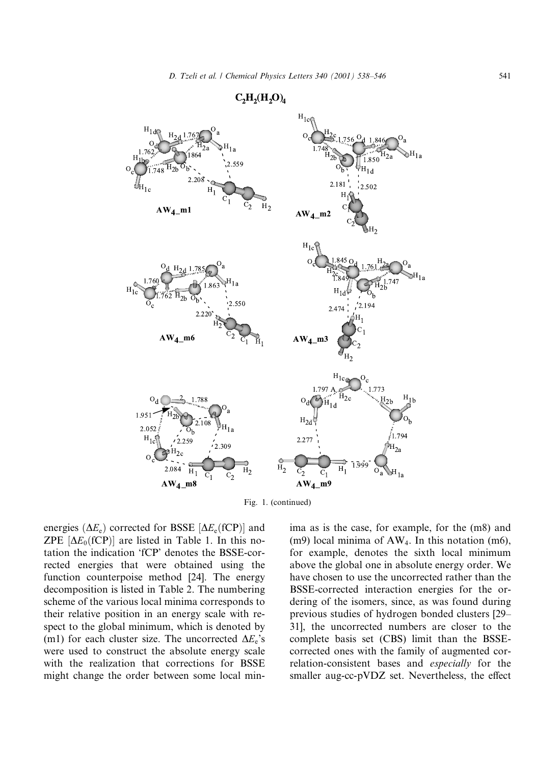$C_2H_2(H_2O)_4$

Fig. 1. (continued)

energies ($\Delta E_e$) corrected for BSSE [$\Delta E_e$(fCP)] and ZPE [$\Delta E_0$(fCP)] are listed in Table 1. In this notation the indication 'fCP' denotes the BSSE-corrected energies that were obtained using the function counterpoise method [24]. The energy decomposition is listed in Table 2. The numbering scheme of the various local minima corresponds to their relative position in an energy scale with respect to the global minimum, which is denoted by (m1) for each cluster size. The uncorrected $\Delta E_e$'s were used to construct the absolute energy scale with the realization that corrections for BSSE might change the order between some local minima as is the case, for example, for the (m8) and (m9) local minima of $AW_4$. In this notation (m6), for example, denotes the sixth local minimum above the global one in absolute energy order. We have chosen to use the uncorrected rather than the BSSE-corrected interaction energies for the ordering of the isomers, since, as was found during previous studies of hydrogen bonded clusters [29–31], the uncorrected numbers are closer to the complete basis set (CBS) limit than the BSSE-corrected ones with the family of augmented correlation-consistent bases and *especially* for the smaller aug-cc-pVDZ set. Nevertheless, the effect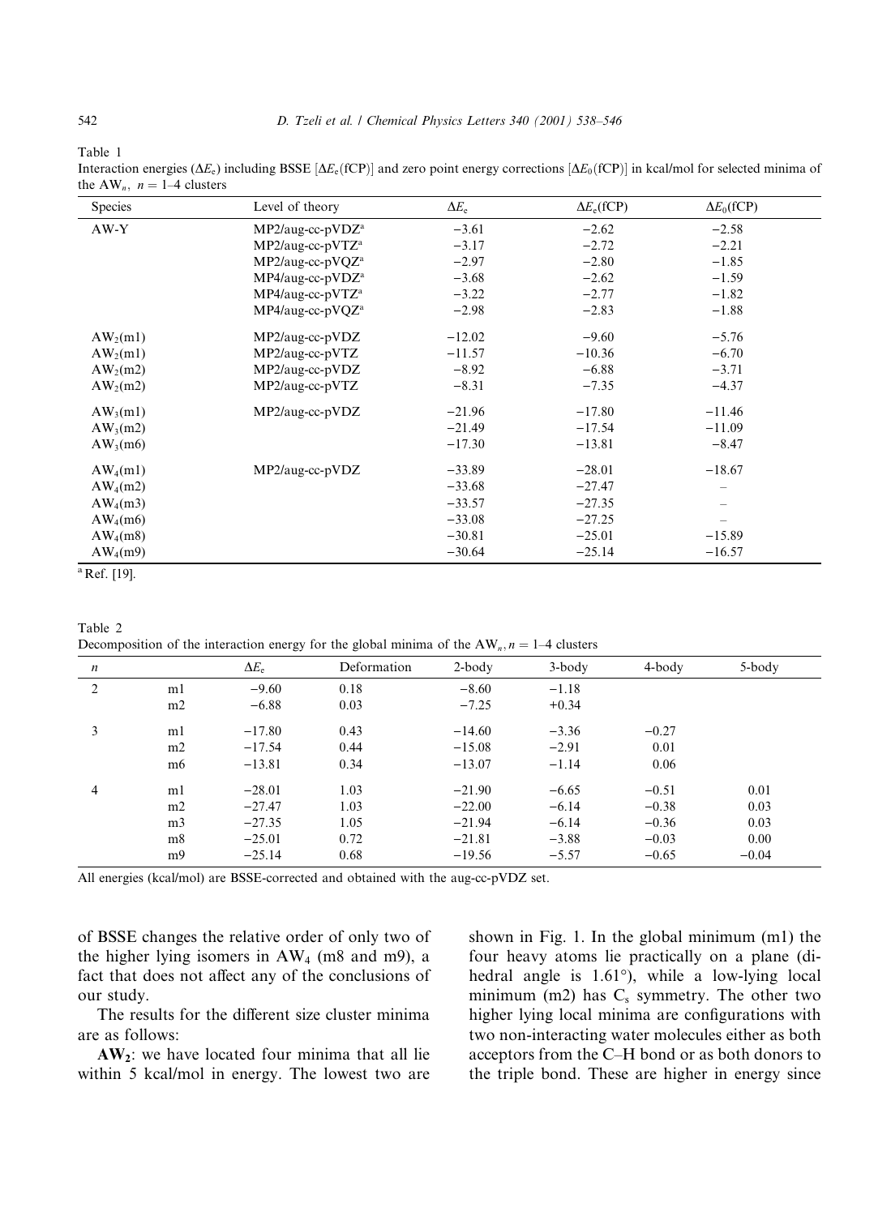Table 1
Interaction energies ($\Delta E_e$) including BSSE [$\Delta E_e$(fCP)] and zero point energy corrections [$\Delta E_0$(fCP)] in kcal/mol for selected minima of the $AW_n$, $n = 1$–4 clusters

| Species | Level of theory | $\Delta E_e$ | $\Delta E_e$(fCP) | $\Delta E_0$(fCP) |
|---|---|---|---|---|
| AW-Y | MP2/aug-cc-pVDZ[a] | −3.61 | −2.62 | −2.58 |
| | MP2/aug-cc-pVTZ[a] | −3.17 | −2.72 | −2.21 |
| | MP2/aug-cc-pVQZ[a] | −2.97 | −2.80 | −1.85 |
| | MP4/aug-cc-pVDZ[a] | −3.68 | −2.62 | −1.59 |
| | MP4/aug-cc-pVTZ[a] | −3.22 | −2.77 | −1.82 |
| | MP4/aug-cc-pVQZ[a] | −2.98 | −2.83 | −1.88 |
| $AW_2$(m1) | MP2/aug-cc-pVDZ | −12.02 | −9.60 | −5.76 |
| $AW_2$(m1) | MP2/aug-cc-pVTZ | −11.57 | −10.36 | −6.70 |
| $AW_2$(m2) | MP2/aug-cc-pVDZ | −8.92 | −6.88 | −3.71 |
| $AW_2$(m2) | MP2/aug-cc-pVTZ | −8.31 | −7.35 | −4.37 |
| $AW_3$(m1) | MP2/aug-cc-pVDZ | −21.96 | −17.80 | −11.46 |
| $AW_3$(m2) | | −21.49 | −17.54 | −11.09 |
| $AW_3$(m6) | | −17.30 | −13.81 | −8.47 |
| $AW_4$(m1) | MP2/aug-cc-pVDZ | −33.89 | −28.01 | −18.67 |
| $AW_4$(m2) | | −33.68 | −27.47 | – |
| $AW_4$(m3) | | −33.57 | −27.35 | – |
| $AW_4$(m6) | | −33.08 | −27.25 | – |
| $AW_4$(m8) | | −30.81 | −25.01 | −15.89 |
| $AW_4$(m9) | | −30.64 | −25.14 | −16.57 |

[a] Ref. [19].

Table 2
Decomposition of the interaction energy for the global minima of the $AW_n$, $n = 1$–4 clusters

| $n$ | | $\Delta E_e$ | Deformation | 2-body | 3-body | 4-body | 5-body |
|---|---|---|---|---|---|---|---|
| 2 | m1 | −9.60 | 0.18 | −8.60 | −1.18 | | |
| | m2 | −6.88 | 0.03 | −7.25 | +0.34 | | |
| 3 | m1 | −17.80 | 0.43 | −14.60 | −3.36 | −0.27 | |
| | m2 | −17.54 | 0.44 | −15.08 | −2.91 | 0.01 | |
| | m6 | −13.81 | 0.34 | −13.07 | −1.14 | 0.06 | |
| 4 | m1 | −28.01 | 1.03 | −21.90 | −6.65 | −0.51 | 0.01 |
| | m2 | −27.47 | 1.03 | −22.00 | −6.14 | −0.38 | 0.03 |
| | m3 | −27.35 | 1.05 | −21.94 | −6.14 | −0.36 | 0.03 |
| | m8 | −25.01 | 0.72 | −21.81 | −3.88 | −0.03 | 0.00 |
| | m9 | −25.14 | 0.68 | −19.56 | −5.57 | −0.65 | −0.04 |

All energies (kcal/mol) are BSSE-corrected and obtained with the aug-cc-pVDZ set.

of BSSE changes the relative order of only two of the higher lying isomers in $AW_4$ (m8 and m9), a fact that does not affect any of the conclusions of our study.

The results for the different size cluster minima are as follows:

**$AW_2$**: we have located four minima that all lie within 5 kcal/mol in energy. The lowest two are shown in Fig. 1. In the global minimum (m1) the four heavy atoms lie practically on a plane (dihedral angle is 1.61°), while a low-lying local minimum (m2) has $C_s$ symmetry. The other two higher lying local minima are configurations with two non-interacting water molecules either as both acceptors from the C–H bond or as both donors to the triple bond. These are higher in energy since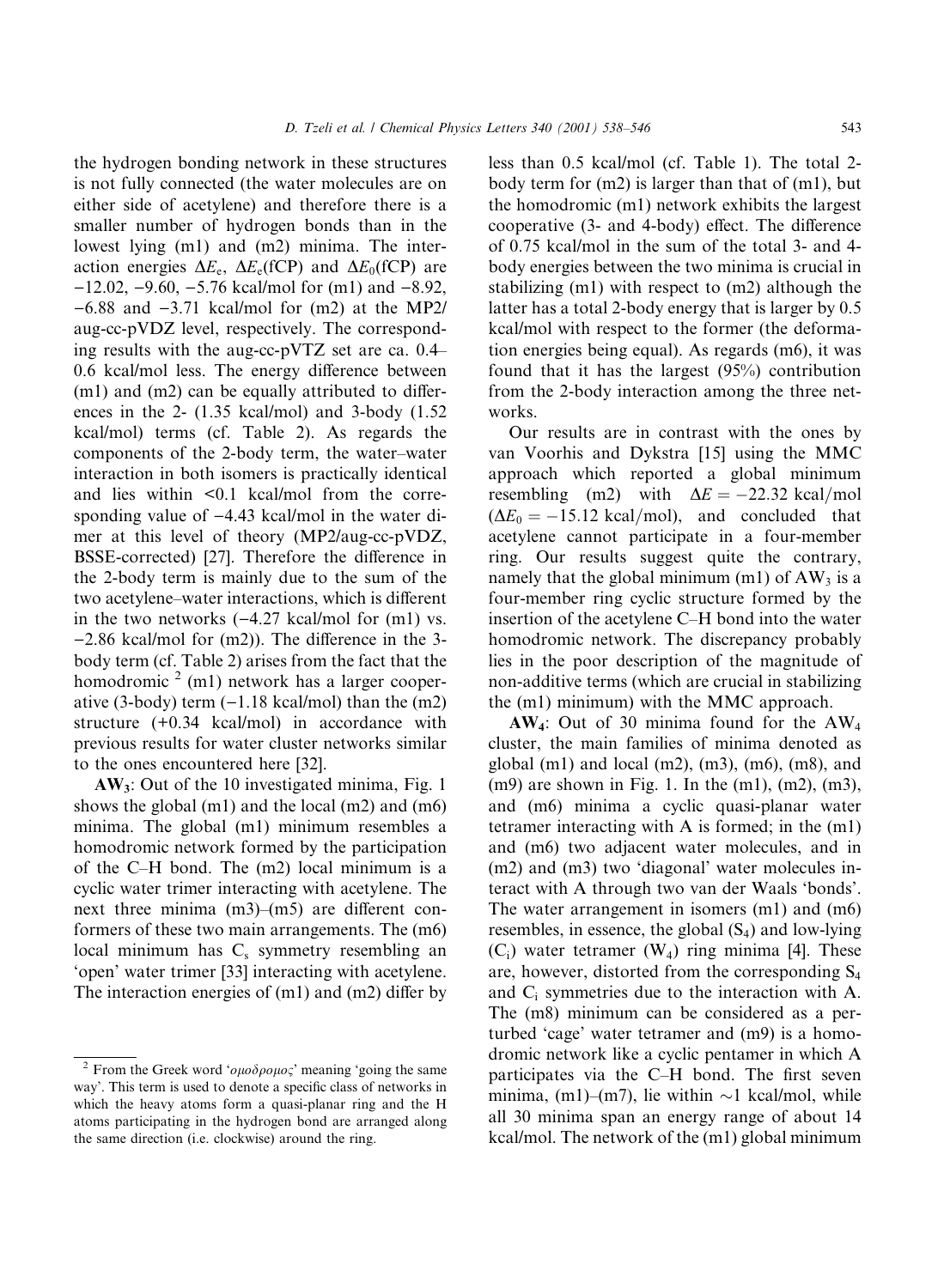the hydrogen bonding network in these structures is not fully connected (the water molecules are on either side of acetylene) and therefore there is a smaller number of hydrogen bonds than in the lowest lying (m1) and (m2) minima. The interaction energies $\Delta E_e$, $\Delta E_e$(fCP) and $\Delta E_0$(fCP) are −12.02, −9.60, −5.76 kcal/mol for (m1) and −8.92, −6.88 and −3.71 kcal/mol for (m2) at the MP2/aug-cc-pVDZ level, respectively. The corresponding results with the aug-cc-pVTZ set are ca. 0.4–0.6 kcal/mol less. The energy difference between (m1) and (m2) can be equally attributed to differences in the 2- (1.35 kcal/mol) and 3-body (1.52 kcal/mol) terms (cf. Table 2). As regards the components of the 2-body term, the water–water interaction in both isomers is practically identical and lies within <0.1 kcal/mol from the corresponding value of −4.43 kcal/mol in the water dimer at this level of theory (MP2/aug-cc-pVDZ, BSSE-corrected) [27]. Therefore the difference in the 2-body term is mainly due to the sum of the two acetylene–water interactions, which is different in the two networks (−4.27 kcal/mol for (m1) vs. −2.86 kcal/mol for (m2)). The difference in the 3-body term (cf. Table 2) arises from the fact that the homodromic [2] (m1) network has a larger cooperative (3-body) term (−1.18 kcal/mol) than the (m2) structure (+0.34 kcal/mol) in accordance with previous results for water cluster networks similar to the ones encountered here [32].

**$AW_3$**: Out of the 10 investigated minima, Fig. 1 shows the global (m1) and the local (m2) and (m6) minima. The global (m1) minimum resembles a homodromic network formed by the participation of the C–H bond. The (m2) local minimum is a cyclic water trimer interacting with acetylene. The next three minima (m3)–(m5) are different conformers of these two main arrangements. The (m6) local minimum has $C_s$ symmetry resembling an 'open' water trimer [33] interacting with acetylene. The interaction energies of (m1) and (m2) differ by less than 0.5 kcal/mol (cf. Table 1). The total 2-body term for (m2) is larger than that of (m1), but the homodromic (m1) network exhibits the largest cooperative (3- and 4-body) effect. The difference of 0.75 kcal/mol in the sum of the total 3- and 4-body energies between the two minima is crucial in stabilizing (m1) with respect to (m2) although the latter has a total 2-body energy that is larger by 0.5 kcal/mol with respect to the former (the deformation energies being equal). As regards (m6), it was found that it has the largest (95%) contribution from the 2-body interaction among the three networks.

Our results are in contrast with the ones by van Voorhis and Dykstra [15] using the MMC approach which reported a global minimum resembling (m2) with $\Delta E = -22.32$ kcal/mol ($\Delta E_0 = -15.12$ kcal/mol), and concluded that acetylene cannot participate in a four-member ring. Our results suggest quite the contrary, namely that the global minimum (m1) of $AW_3$ is a four-member ring cyclic structure formed by the insertion of the acetylene C–H bond into the water homodromic network. The discrepancy probably lies in the poor description of the magnitude of non-additive terms (which are crucial in stabilizing the (m1) minimum) with the MMC approach.

**$AW_4$**: Out of 30 minima found for the $AW_4$ cluster, the main families of minima denoted as global (m1) and local (m2), (m3), (m6), (m8), and (m9) are shown in Fig. 1. In the (m1), (m2), (m3), and (m6) minima a cyclic quasi-planar water tetramer interacting with A is formed; in the (m1) and (m6) two adjacent water molecules, and in (m2) and (m3) two 'diagonal' water molecules interact with A through two van der Waals 'bonds'. The water arrangement in isomers (m1) and (m6) resembles, in essence, the global ($S_4$) and low-lying ($C_i$) water tetramer ($W_4$) ring minima [4]. These are, however, distorted from the corresponding $S_4$ and $C_i$ symmetries due to the interaction with A. The (m8) minimum can be considered as a perturbed 'cage' water tetramer and (m9) is a homodromic network like a cyclic pentamer in which A participates via the C–H bond. The first seven minima, (m1)–(m7), lie within ~1 kcal/mol, while all 30 minima span an energy range of about 14 kcal/mol. The network of the (m1) global minimum

---

[2] From the Greek word 'ομοδρομος' meaning 'going the same way'. This term is used to denote a specific class of networks in which the heavy atoms form a quasi-planar ring and the H atoms participating in the hydrogen bond are arranged along the same direction (i.e. clockwise) around the ring.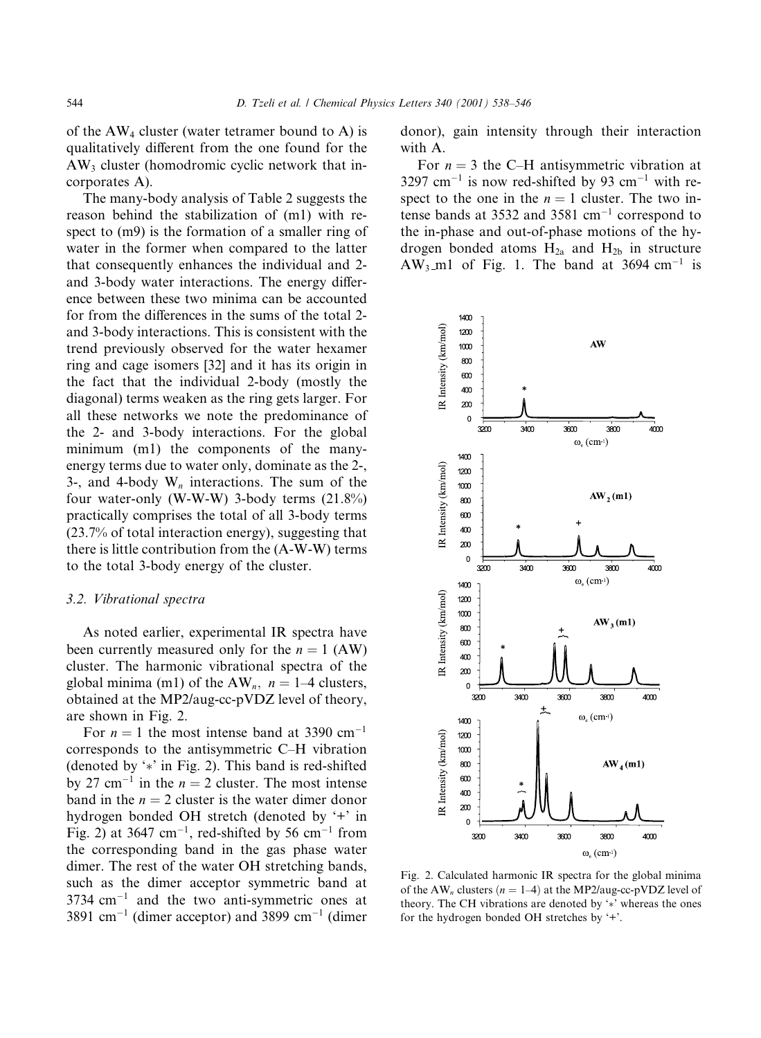of the $AW_4$ cluster (water tetramer bound to A) is qualitatively different from the one found for the $AW_3$ cluster (homodromic cyclic network that incorporates A).

The many-body analysis of Table 2 suggests the reason behind the stabilization of (m1) with respect to (m9) is the formation of a smaller ring of water in the former when compared to the latter that consequently enhances the individual and 2- and 3-body water interactions. The energy difference between these two minima can be accounted for from the differences in the sums of the total 2- and 3-body interactions. This is consistent with the trend previously observed for the water hexamer ring and cage isomers [32] and it has its origin in the fact that the individual 2-body (mostly the diagonal) terms weaken as the ring gets larger. For all these networks we note the predominance of the 2- and 3-body interactions. For the global minimum (m1) the components of the many-energy terms due to water only, dominate as the 2-, 3-, and 4-body $W_n$ interactions. The sum of the four water-only (W-W-W) 3-body terms (21.8%) practically comprises the total of all 3-body terms (23.7% of total interaction energy), suggesting that there is little contribution from the (A-W-W) terms to the total 3-body energy of the cluster.

### 3.2. Vibrational spectra

As noted earlier, experimental IR spectra have been currently measured only for the $n = 1$ (AW) cluster. The harmonic vibrational spectra of the global minima (m1) of the $AW_n$, $n = 1$–4 clusters, obtained at the MP2/aug-cc-pVDZ level of theory, are shown in Fig. 2.

For $n = 1$ the most intense band at 3390 $cm^{-1}$ corresponds to the antisymmetric C–H vibration (denoted by '∗' in Fig. 2). This band is red-shifted by 27 $cm^{-1}$ in the $n = 2$ cluster. The most intense band in the $n = 2$ cluster is the water dimer donor hydrogen bonded OH stretch (denoted by '+' in Fig. 2) at 3647 $cm^{-1}$, red-shifted by 56 $cm^{-1}$ from the corresponding band in the gas phase water dimer. The rest of the water OH stretching bands, such as the dimer acceptor symmetric band at 3734 $cm^{-1}$ and the two anti-symmetric ones at 3891 $cm^{-1}$ (dimer acceptor) and 3899 $cm^{-1}$ (dimer donor), gain intensity through their interaction with A.

For $n = 3$ the C–H antisymmetric vibration at 3297 $cm^{-1}$ is now red-shifted by 93 $cm^{-1}$ with respect to the one in the $n = 1$ cluster. The two intense bands at 3532 and 3581 $cm^{-1}$ correspond to the in-phase and out-of-phase motions of the hydrogen bonded atoms $H_{2a}$ and $H_{2b}$ in structure $AW_3$\_m1 of Fig. 1. The band at 3694 $cm^{-1}$ is

Fig. 2. Calculated harmonic IR spectra for the global minima of the $AW_n$ clusters ($n = 1$–4) at the MP2/aug-cc-pVDZ level of theory. The CH vibrations are denoted by '∗' whereas the ones for the hydrogen bonded OH stretches by '+'.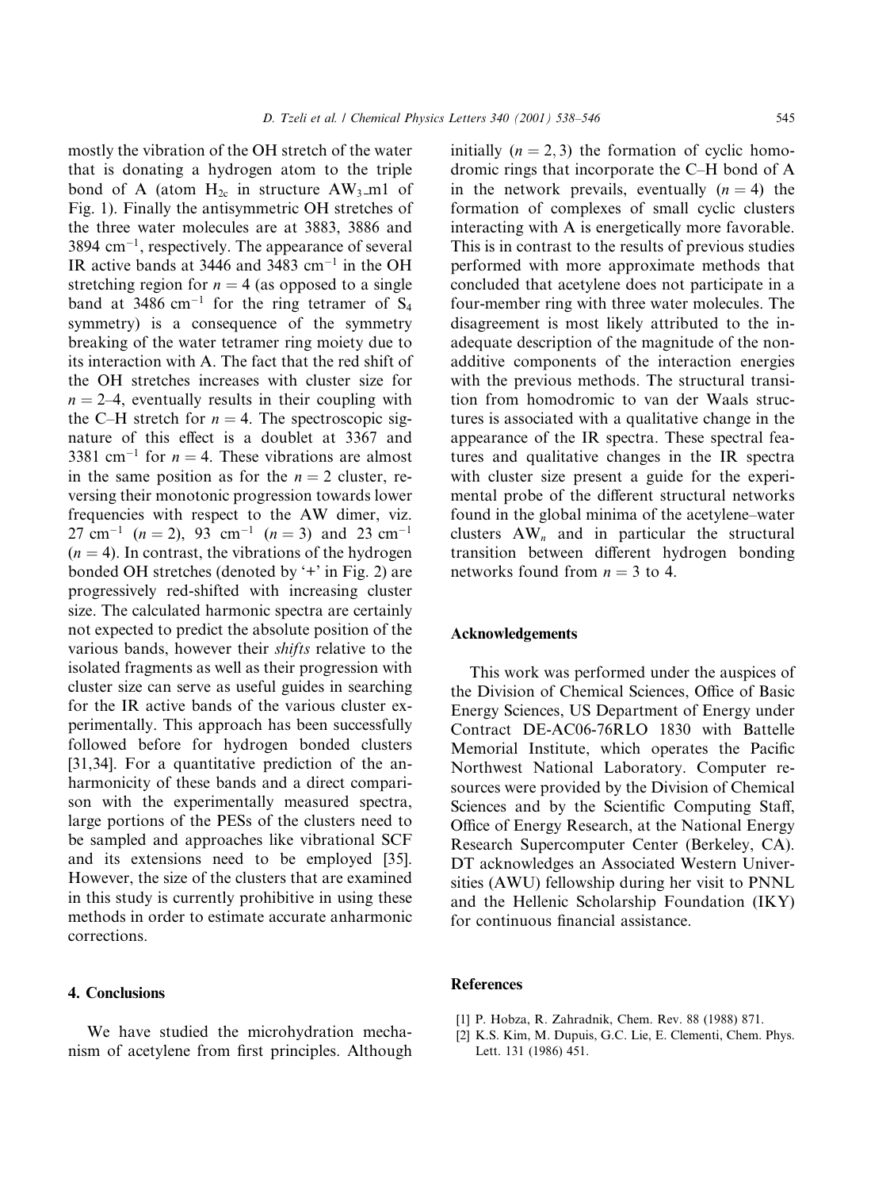mostly the vibration of the OH stretch of the water that is donating a hydrogen atom to the triple bond of A (atom $H_{2c}$ in structure $AW_3$_m1 of Fig. 1). Finally the antisymmetric OH stretches of the three water molecules are at 3883, 3886 and 3894 $cm^{-1}$, respectively. The appearance of several IR active bands at 3446 and 3483 $cm^{-1}$ in the OH stretching region for $n = 4$ (as opposed to a single band at 3486 $cm^{-1}$ for the ring tetramer of $S_4$ symmetry) is a consequence of the symmetry breaking of the water tetramer ring moiety due to its interaction with A. The fact that the red shift of the OH stretches increases with cluster size for $n = 2$–4, eventually results in their coupling with the C–H stretch for $n = 4$. The spectroscopic signature of this effect is a doublet at 3367 and 3381 $cm^{-1}$ for $n = 4$. These vibrations are almost in the same position as for the $n = 2$ cluster, reversing their monotonic progression towards lower frequencies with respect to the AW dimer, viz. 27 $cm^{-1}$ ($n = 2$), 93 $cm^{-1}$ ($n = 3$) and 23 $cm^{-1}$ ($n = 4$). In contrast, the vibrations of the hydrogen bonded OH stretches (denoted by '+' in Fig. 2) are progressively red-shifted with increasing cluster size. The calculated harmonic spectra are certainly not expected to predict the absolute position of the various bands, however their *shifts* relative to the isolated fragments as well as their progression with cluster size can serve as useful guides in searching for the IR active bands of the various cluster experimentally. This approach has been successfully followed before for hydrogen bonded clusters [31,34]. For a quantitative prediction of the anharmonicity of these bands and a direct comparison with the experimentally measured spectra, large portions of the PESs of the clusters need to be sampled and approaches like vibrational SCF and its extensions need to be employed [35]. However, the size of the clusters that are examined in this study is currently prohibitive in using these methods in order to estimate accurate anharmonic corrections.

## 4. Conclusions

We have studied the microhydration mechanism of acetylene from first principles. Although initially ($n = 2, 3$) the formation of cyclic homodromic rings that incorporate the C–H bond of A in the network prevails, eventually ($n = 4$) the formation of complexes of small cyclic clusters interacting with A is energetically more favorable. This is in contrast to the results of previous studies performed with more approximate methods that concluded that acetylene does not participate in a four-member ring with three water molecules. The disagreement is most likely attributed to the inadequate description of the magnitude of the non-additive components of the interaction energies with the previous methods. The structural transition from homodromic to van der Waals structures is associated with a qualitative change in the appearance of the IR spectra. These spectral features and qualitative changes in the IR spectra with cluster size present a guide for the experimental probe of the different structural networks found in the global minima of the acetylene–water clusters $AW_n$ and in particular the structural transition between different hydrogen bonding networks found from $n = 3$ to 4.

## Acknowledgements

This work was performed under the auspices of the Division of Chemical Sciences, Office of Basic Energy Sciences, US Department of Energy under Contract DE-AC06-76RLO 1830 with Battelle Memorial Institute, which operates the Pacific Northwest National Laboratory. Computer resources were provided by the Division of Chemical Sciences and by the Scientific Computing Staff, Office of Energy Research, at the National Energy Research Supercomputer Center (Berkeley, CA). DT acknowledges an Associated Western Universities (AWU) fellowship during her visit to PNNL and the Hellenic Scholarship Foundation (IKY) for continuous financial assistance.

## References

[1] P. Hobza, R. Zahradnik, Chem. Rev. 88 (1988) 871.

[2] K.S. Kim, M. Dupuis, G.C. Lie, E. Clementi, Chem. Phys. Lett. 131 (1986) 451.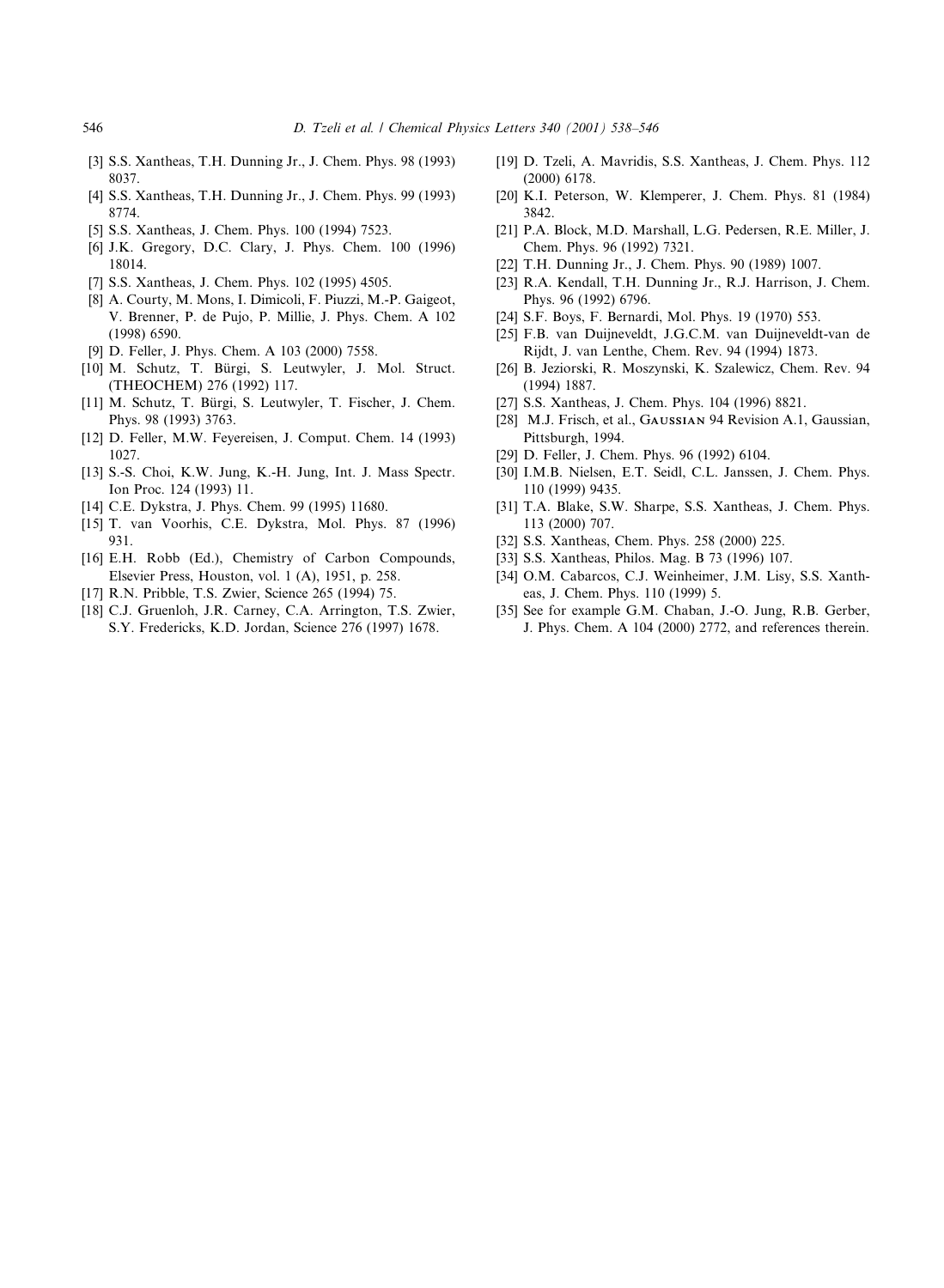[3] S.S. Xantheas, T.H. Dunning Jr., J. Chem. Phys. 98 (1993) 8037.

[4] S.S. Xantheas, T.H. Dunning Jr., J. Chem. Phys. 99 (1993) 8774.

[5] S.S. Xantheas, J. Chem. Phys. 100 (1994) 7523.

[6] J.K. Gregory, D.C. Clary, J. Phys. Chem. 100 (1996) 18014.

[7] S.S. Xantheas, J. Chem. Phys. 102 (1995) 4505.

[8] A. Courty, M. Mons, I. Dimicoli, F. Piuzzi, M.-P. Gaigeot, V. Brenner, P. de Pujo, P. Millie, J. Phys. Chem. A 102 (1998) 6590.

[9] D. Feller, J. Phys. Chem. A 103 (2000) 7558.

[10] M. Schutz, T. Bürgi, S. Leutwyler, J. Mol. Struct. (THEOCHEM) 276 (1992) 117.

[11] M. Schutz, T. Bürgi, S. Leutwyler, T. Fischer, J. Chem. Phys. 98 (1993) 3763.

[12] D. Feller, M.W. Feyereisen, J. Comput. Chem. 14 (1993) 1027.

[13] S.-S. Choi, K.W. Jung, K.-H. Jung, Int. J. Mass Spectr. Ion Proc. 124 (1993) 11.

[14] C.E. Dykstra, J. Phys. Chem. 99 (1995) 11680.

[15] T. van Voorhis, C.E. Dykstra, Mol. Phys. 87 (1996) 931.

[16] E.H. Robb (Ed.), Chemistry of Carbon Compounds, Elsevier Press, Houston, vol. 1 (A), 1951, p. 258.

[17] R.N. Pribble, T.S. Zwier, Science 265 (1994) 75.

[18] C.J. Gruenloh, J.R. Carney, C.A. Arrington, T.S. Zwier, S.Y. Fredericks, K.D. Jordan, Science 276 (1997) 1678.

[19] D. Tzeli, A. Mavridis, S.S. Xantheas, J. Chem. Phys. 112 (2000) 6178.

[20] K.I. Peterson, W. Klemperer, J. Chem. Phys. 81 (1984) 3842.

[21] P.A. Block, M.D. Marshall, L.G. Pedersen, R.E. Miller, J. Chem. Phys. 96 (1992) 7321.

[22] T.H. Dunning Jr., J. Chem. Phys. 90 (1989) 1007.

[23] R.A. Kendall, T.H. Dunning Jr., R.J. Harrison, J. Chem. Phys. 96 (1992) 6796.

[24] S.F. Boys, F. Bernardi, Mol. Phys. 19 (1970) 553.

[25] F.B. van Duijneveldt, J.G.C.M. van Duijneveldt-van de Rijdt, J. van Lenthe, Chem. Rev. 94 (1994) 1873.

[26] B. Jeziorski, R. Moszynski, K. Szalewicz, Chem. Rev. 94 (1994) 1887.

[27] S.S. Xantheas, J. Chem. Phys. 104 (1996) 8821.

[28] M.J. Frisch, et al., GAUSSIAN 94 Revision A.1, Gaussian, Pittsburgh, 1994.

[29] D. Feller, J. Chem. Phys. 96 (1992) 6104.

[30] I.M.B. Nielsen, E.T. Seidl, C.L. Janssen, J. Chem. Phys. 110 (1999) 9435.

[31] T.A. Blake, S.W. Sharpe, S.S. Xantheas, J. Chem. Phys. 113 (2000) 707.

[32] S.S. Xantheas, Chem. Phys. 258 (2000) 225.

[33] S.S. Xantheas, Philos. Mag. B 73 (1996) 107.

[34] O.M. Cabarcos, C.J. Weinheimer, J.M. Lisy, S.S. Xantheas, J. Chem. Phys. 110 (1999) 5.

[35] See for example G.M. Chaban, J.-O. Jung, R.B. Gerber, J. Phys. Chem. A 104 (2000) 2772, and references therein.